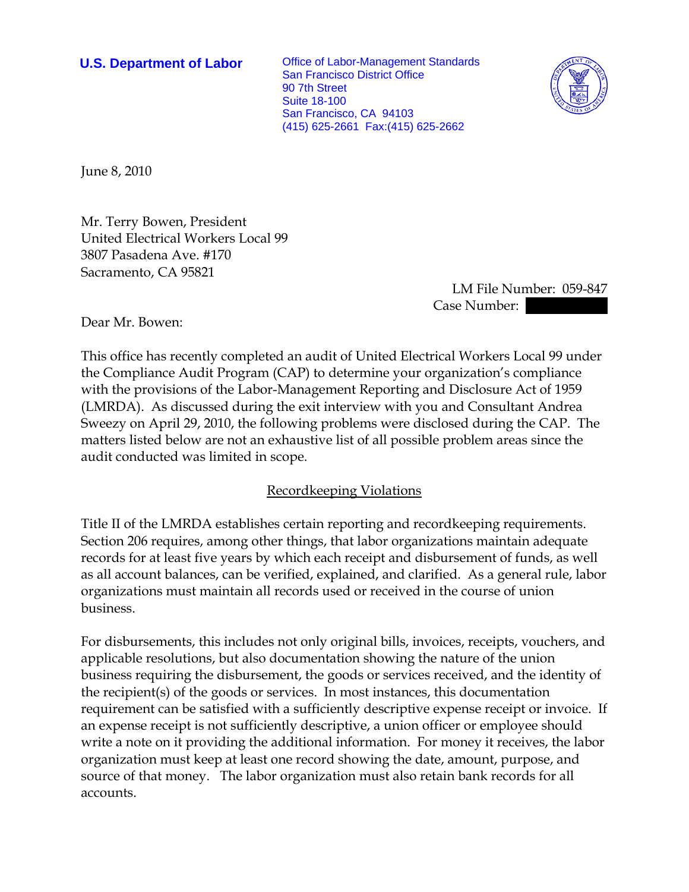**U.S. Department of Labor**

Office of Labor-Management Standards
San Francisco District Office
90 7th Street
Suite 18-100
San Francisco, CA 94103
(415) 625-2661 Fax:(415) 625-2662

June 8, 2010

Mr. Terry Bowen, President
United Electrical Workers Local 99
3807 Pasadena Ave. #170
Sacramento, CA 95821

LM File Number: 059-847
Case Number:

Dear Mr. Bowen:

This office has recently completed an audit of United Electrical Workers Local 99 under the Compliance Audit Program (CAP) to determine your organization's compliance with the provisions of the Labor-Management Reporting and Disclosure Act of 1959 (LMRDA). As discussed during the exit interview with you and Consultant Andrea Sweezy on April 29, 2010, the following problems were disclosed during the CAP. The matters listed below are not an exhaustive list of all possible problem areas since the audit conducted was limited in scope.

## Recordkeeping Violations

Title II of the LMRDA establishes certain reporting and recordkeeping requirements. Section 206 requires, among other things, that labor organizations maintain adequate records for at least five years by which each receipt and disbursement of funds, as well as all account balances, can be verified, explained, and clarified. As a general rule, labor organizations must maintain all records used or received in the course of union business.

For disbursements, this includes not only original bills, invoices, receipts, vouchers, and applicable resolutions, but also documentation showing the nature of the union business requiring the disbursement, the goods or services received, and the identity of the recipient(s) of the goods or services. In most instances, this documentation requirement can be satisfied with a sufficiently descriptive expense receipt or invoice. If an expense receipt is not sufficiently descriptive, a union officer or employee should write a note on it providing the additional information. For money it receives, the labor organization must keep at least one record showing the date, amount, purpose, and source of that money. The labor organization must also retain bank records for all accounts.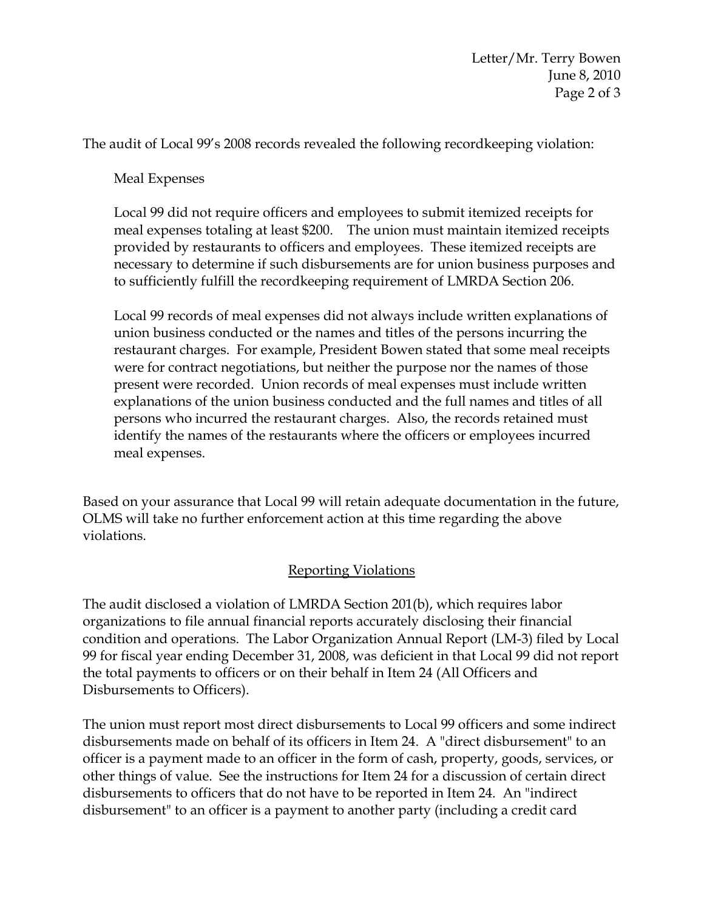The audit of Local 99's 2008 records revealed the following recordkeeping violation:

Meal Expenses

Local 99 did not require officers and employees to submit itemized receipts for meal expenses totaling at least $200. The union must maintain itemized receipts provided by restaurants to officers and employees. These itemized receipts are necessary to determine if such disbursements are for union business purposes and to sufficiently fulfill the recordkeeping requirement of LMRDA Section 206.

Local 99 records of meal expenses did not always include written explanations of union business conducted or the names and titles of the persons incurring the restaurant charges. For example, President Bowen stated that some meal receipts were for contract negotiations, but neither the purpose nor the names of those present were recorded. Union records of meal expenses must include written explanations of the union business conducted and the full names and titles of all persons who incurred the restaurant charges. Also, the records retained must identify the names of the restaurants where the officers or employees incurred meal expenses.

Based on your assurance that Local 99 will retain adequate documentation in the future, OLMS will take no further enforcement action at this time regarding the above violations.

## Reporting Violations

The audit disclosed a violation of LMRDA Section 201(b), which requires labor organizations to file annual financial reports accurately disclosing their financial condition and operations. The Labor Organization Annual Report (LM-3) filed by Local 99 for fiscal year ending December 31, 2008, was deficient in that Local 99 did not report the total payments to officers or on their behalf in Item 24 (All Officers and Disbursements to Officers).

The union must report most direct disbursements to Local 99 officers and some indirect disbursements made on behalf of its officers in Item 24. A "direct disbursement" to an officer is a payment made to an officer in the form of cash, property, goods, services, or other things of value. See the instructions for Item 24 for a discussion of certain direct disbursements to officers that do not have to be reported in Item 24. An "indirect disbursement" to an officer is a payment to another party (including a credit card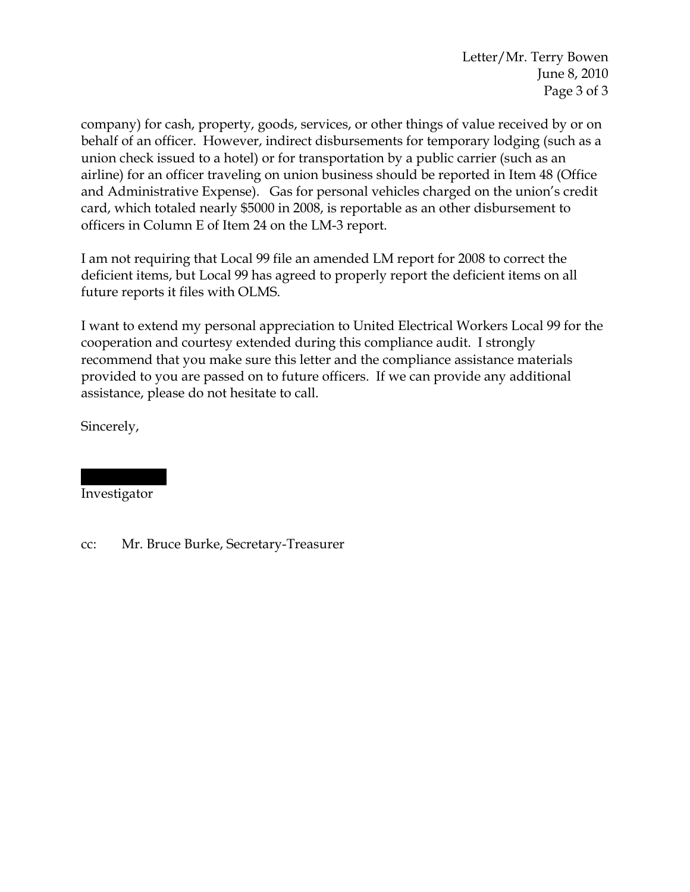company) for cash, property, goods, services, or other things of value received by or on behalf of an officer. However, indirect disbursements for temporary lodging (such as a union check issued to a hotel) or for transportation by a public carrier (such as an airline) for an officer traveling on union business should be reported in Item 48 (Office and Administrative Expense). Gas for personal vehicles charged on the union's credit card, which totaled nearly $5000 in 2008, is reportable as an other disbursement to officers in Column E of Item 24 on the LM-3 report.

I am not requiring that Local 99 file an amended LM report for 2008 to correct the deficient items, but Local 99 has agreed to properly report the deficient items on all future reports it files with OLMS.

I want to extend my personal appreciation to United Electrical Workers Local 99 for the cooperation and courtesy extended during this compliance audit. I strongly recommend that you make sure this letter and the compliance assistance materials provided to you are passed on to future officers. If we can provide any additional assistance, please do not hesitate to call.

Sincerely,

Investigator

cc: Mr. Bruce Burke, Secretary-Treasurer